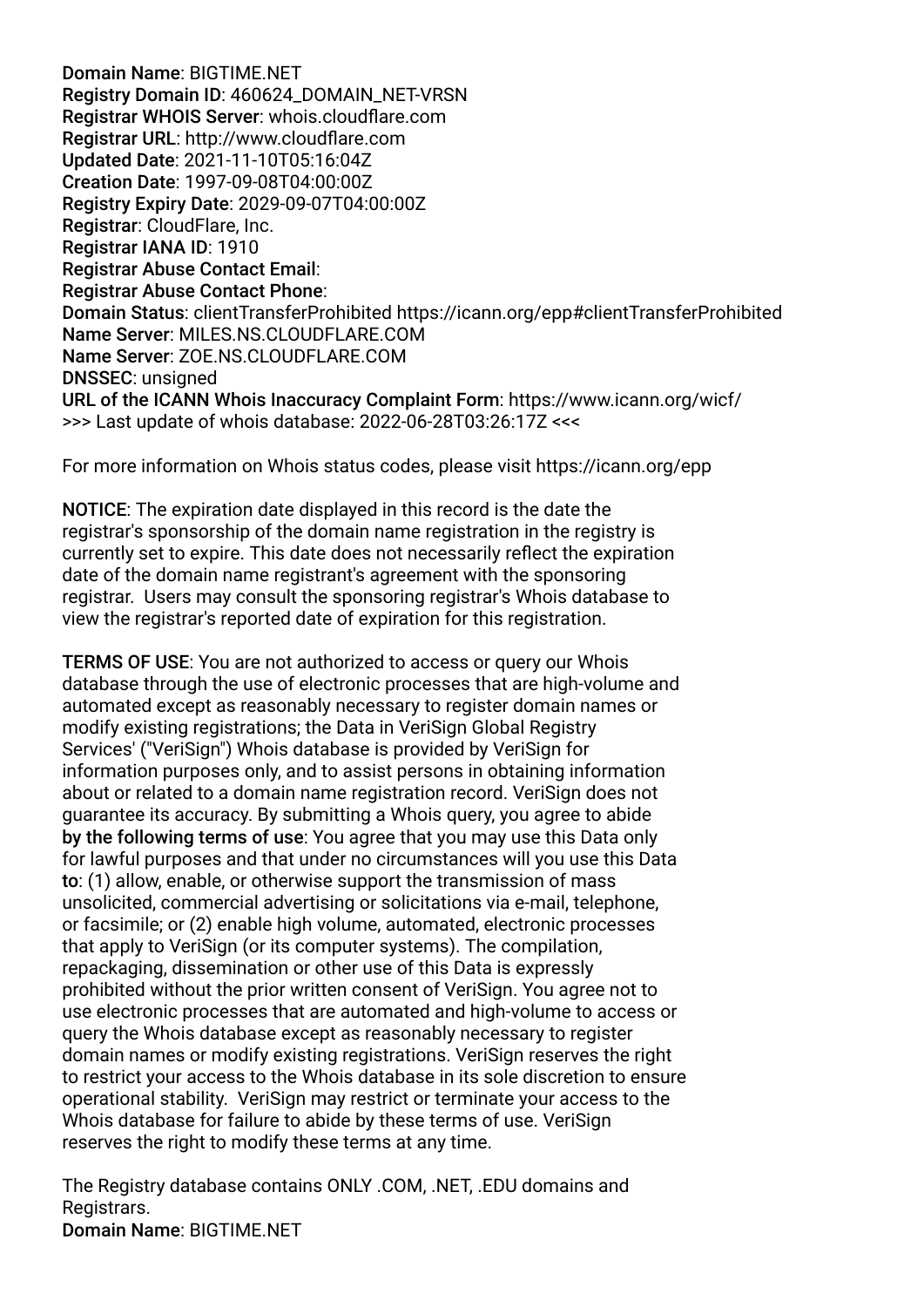**Domain Name**: BIGTIME.NET
**Registry Domain ID**: 460624_DOMAIN_NET-VRSN
**Registrar WHOIS Server**: whois.cloudflare.com
**Registrar URL**: http://www.cloudflare.com
**Updated Date**: 2021-11-10T05:16:04Z
**Creation Date**: 1997-09-08T04:00:00Z
**Registry Expiry Date**: 2029-09-07T04:00:00Z
**Registrar**: CloudFlare, Inc.
**Registrar IANA ID**: 1910
**Registrar Abuse Contact Email**:
**Registrar Abuse Contact Phone**:
**Domain Status**: clientTransferProhibited https://icann.org/epp#clientTransferProhibited
**Name Server**: MILES.NS.CLOUDFLARE.COM
**Name Server**: ZOE.NS.CLOUDFLARE.COM
**DNSSEC**: unsigned
**URL of the ICANN Whois Inaccuracy Complaint Form**: https://www.icann.org/wicf/
>>> Last update of whois database: 2022-06-28T03:26:17Z <<<

For more information on Whois status codes, please visit https://icann.org/epp

**NOTICE**: The expiration date displayed in this record is the date the registrar's sponsorship of the domain name registration in the registry is currently set to expire. This date does not necessarily reflect the expiration date of the domain name registrant's agreement with the sponsoring registrar. Users may consult the sponsoring registrar's Whois database to view the registrar's reported date of expiration for this registration.

**TERMS OF USE**: You are not authorized to access or query our Whois database through the use of electronic processes that are high-volume and automated except as reasonably necessary to register domain names or modify existing registrations; the Data in VeriSign Global Registry Services' ("VeriSign") Whois database is provided by VeriSign for information purposes only, and to assist persons in obtaining information about or related to a domain name registration record. VeriSign does not guarantee its accuracy. By submitting a Whois query, you agree to abide **by the following terms of use**: You agree that you may use this Data only for lawful purposes and that under no circumstances will you use this Data **to**: (1) allow, enable, or otherwise support the transmission of mass unsolicited, commercial advertising or solicitations via e-mail, telephone, or facsimile; or (2) enable high volume, automated, electronic processes that apply to VeriSign (or its computer systems). The compilation, repackaging, dissemination or other use of this Data is expressly prohibited without the prior written consent of VeriSign. You agree not to use electronic processes that are automated and high-volume to access or query the Whois database except as reasonably necessary to register domain names or modify existing registrations. VeriSign reserves the right to restrict your access to the Whois database in its sole discretion to ensure operational stability. VeriSign may restrict or terminate your access to the Whois database for failure to abide by these terms of use. VeriSign reserves the right to modify these terms at any time.

The Registry database contains ONLY .COM, .NET, .EDU domains and Registrars.
**Domain Name**: BIGTIME.NET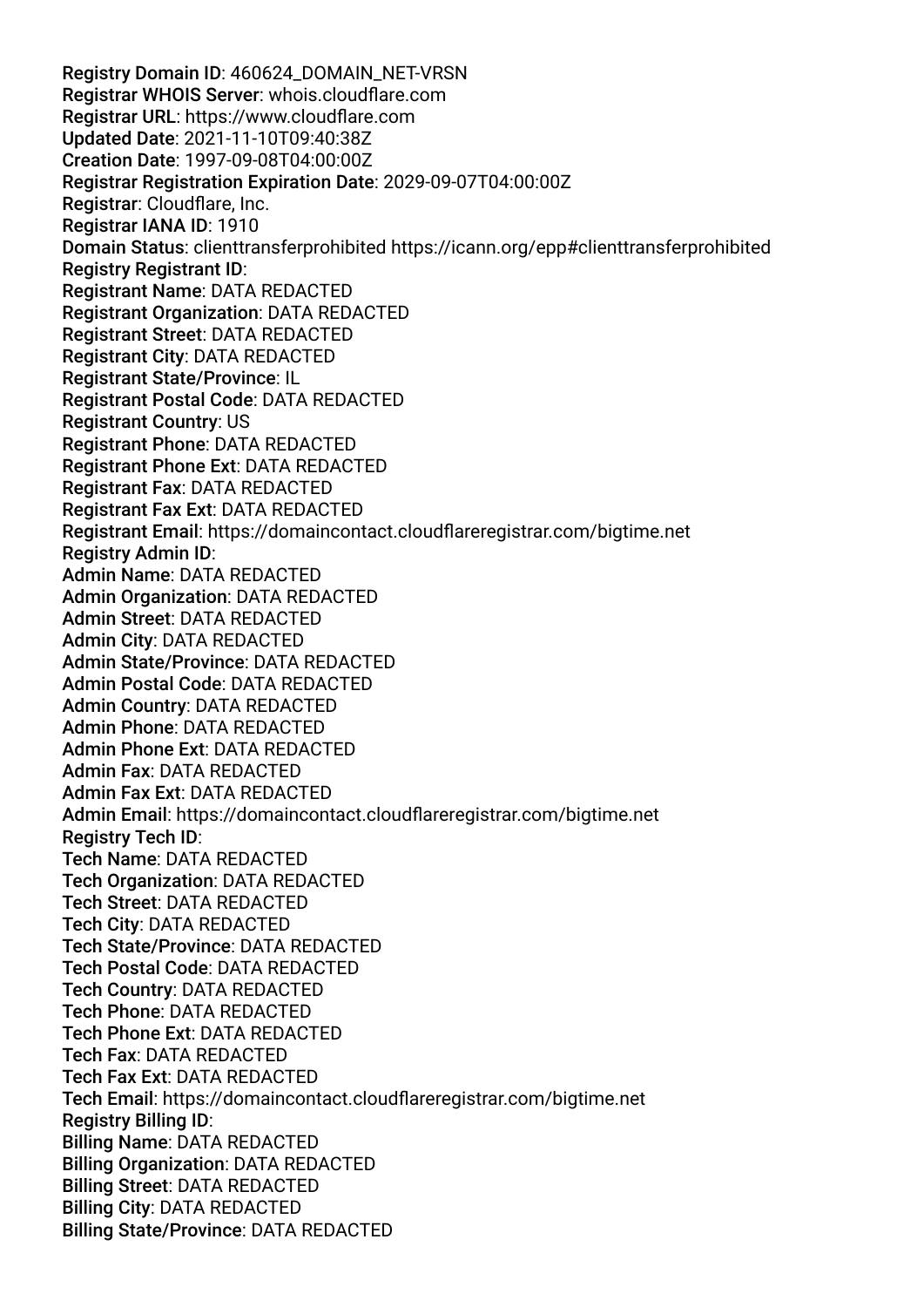**Registry Domain ID**: 460624_DOMAIN_NET-VRSN
**Registrar WHOIS Server**: whois.cloudflare.com
**Registrar URL**: https://www.cloudflare.com
**Updated Date**: 2021-11-10T09:40:38Z
**Creation Date**: 1997-09-08T04:00:00Z
**Registrar Registration Expiration Date**: 2029-09-07T04:00:00Z
**Registrar**: Cloudflare, Inc.
**Registrar IANA ID**: 1910
**Domain Status**: clienttransferprohibited https://icann.org/epp#clienttransferprohibited
**Registry Registrant ID**:
**Registrant Name**: DATA REDACTED
**Registrant Organization**: DATA REDACTED
**Registrant Street**: DATA REDACTED
**Registrant City**: DATA REDACTED
**Registrant State/Province**: IL
**Registrant Postal Code**: DATA REDACTED
**Registrant Country**: US
**Registrant Phone**: DATA REDACTED
**Registrant Phone Ext**: DATA REDACTED
**Registrant Fax**: DATA REDACTED
**Registrant Fax Ext**: DATA REDACTED
**Registrant Email**: https://domaincontact.cloudflareregistrar.com/bigtime.net
**Registry Admin ID**:
**Admin Name**: DATA REDACTED
**Admin Organization**: DATA REDACTED
**Admin Street**: DATA REDACTED
**Admin City**: DATA REDACTED
**Admin State/Province**: DATA REDACTED
**Admin Postal Code**: DATA REDACTED
**Admin Country**: DATA REDACTED
**Admin Phone**: DATA REDACTED
**Admin Phone Ext**: DATA REDACTED
**Admin Fax**: DATA REDACTED
**Admin Fax Ext**: DATA REDACTED
**Admin Email**: https://domaincontact.cloudflareregistrar.com/bigtime.net
**Registry Tech ID**:
**Tech Name**: DATA REDACTED
**Tech Organization**: DATA REDACTED
**Tech Street**: DATA REDACTED
**Tech City**: DATA REDACTED
**Tech State/Province**: DATA REDACTED
**Tech Postal Code**: DATA REDACTED
**Tech Country**: DATA REDACTED
**Tech Phone**: DATA REDACTED
**Tech Phone Ext**: DATA REDACTED
**Tech Fax**: DATA REDACTED
**Tech Fax Ext**: DATA REDACTED
**Tech Email**: https://domaincontact.cloudflareregistrar.com/bigtime.net
**Registry Billing ID**:
**Billing Name**: DATA REDACTED
**Billing Organization**: DATA REDACTED
**Billing Street**: DATA REDACTED
**Billing City**: DATA REDACTED
**Billing State/Province**: DATA REDACTED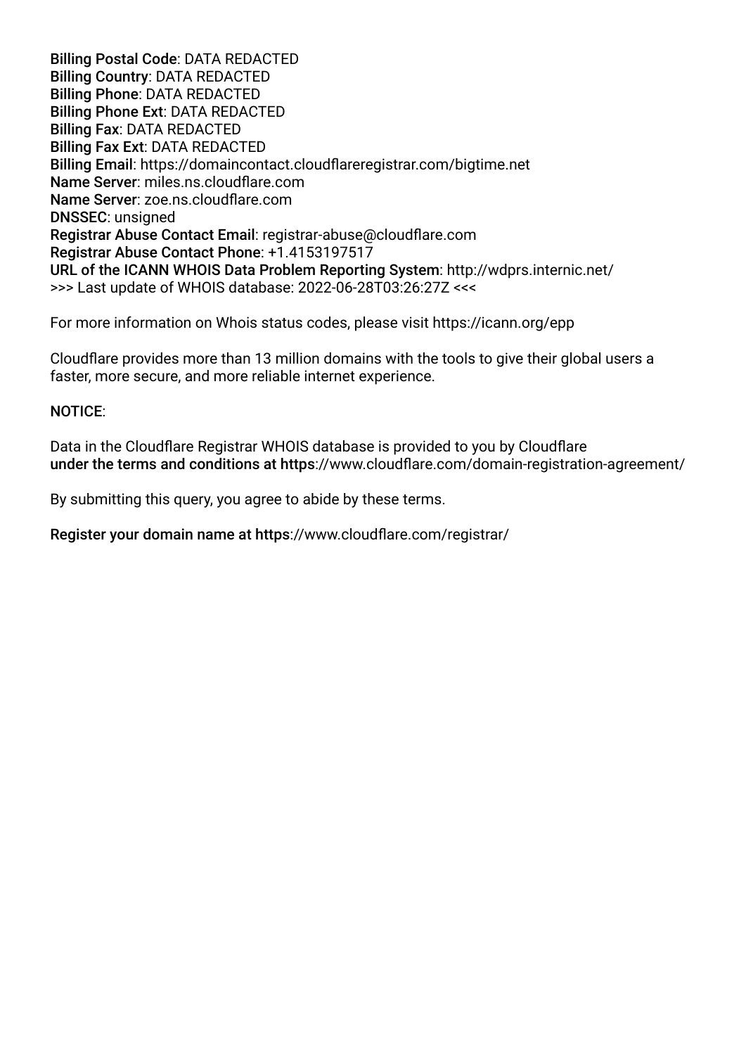**Billing Postal Code**: DATA REDACTED
**Billing Country**: DATA REDACTED
**Billing Phone**: DATA REDACTED
**Billing Phone Ext**: DATA REDACTED
**Billing Fax**: DATA REDACTED
**Billing Fax Ext**: DATA REDACTED
**Billing Email**: https://domaincontact.cloudflareregistrar.com/bigtime.net
**Name Server**: miles.ns.cloudflare.com
**Name Server**: zoe.ns.cloudflare.com
**DNSSEC**: unsigned
**Registrar Abuse Contact Email**: registrar-abuse@cloudflare.com
**Registrar Abuse Contact Phone**: +1.4153197517
**URL of the ICANN WHOIS Data Problem Reporting System**: http://wdprs.internic.net/
>>> Last update of WHOIS database: 2022-06-28T03:26:27Z <<<

For more information on Whois status codes, please visit https://icann.org/epp

Cloudflare provides more than 13 million domains with the tools to give their global users a faster, more secure, and more reliable internet experience.

**NOTICE**:

Data in the Cloudflare Registrar WHOIS database is provided to you by Cloudflare **under the terms and conditions at https**://www.cloudflare.com/domain-registration-agreement/

By submitting this query, you agree to abide by these terms.

**Register your domain name at https**://www.cloudflare.com/registrar/